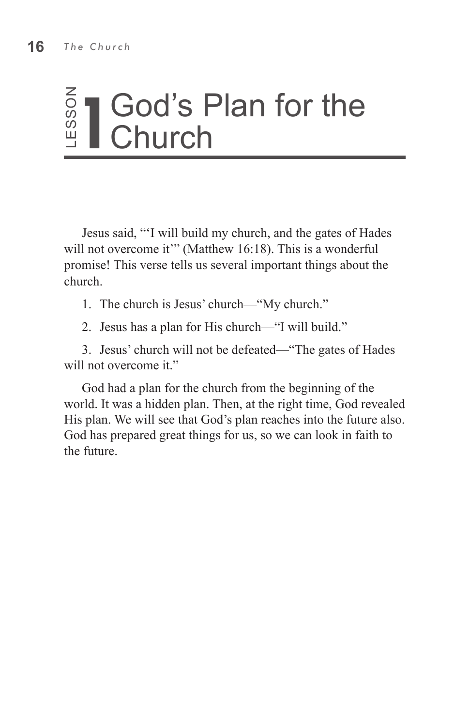# Lesson 1 God's Plan for the Church

Jesus said, "'I will build my church, and the gates of Hades will not overcome it'" (Matthew 16:18). This is a wonderful promise! This verse tells us several important things about the church.

1. The church is Jesus' church—"My church."

2. Jesus has a plan for His church—"I will build."

3. Jesus' church will not be defeated—"The gates of Hades will not overcome it."

God had a plan for the church from the beginning of the world. It was a hidden plan. Then, at the right time, God revealed His plan. We will see that God's plan reaches into the future also. God has prepared great things for us, so we can look in faith to the future.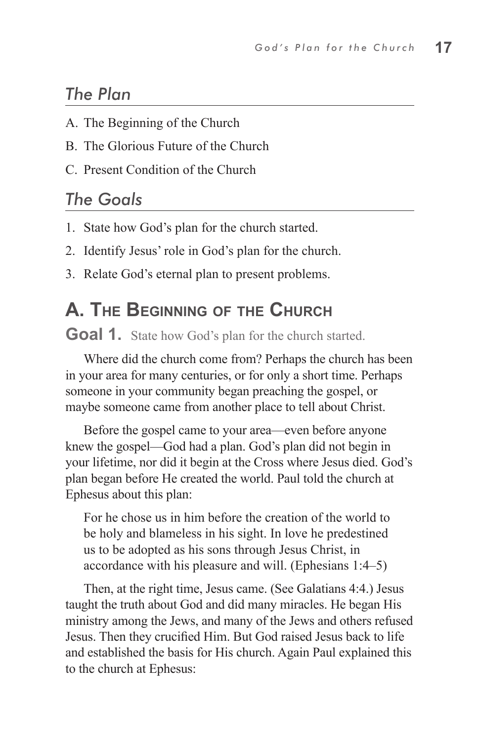## *The Plan*

A. The Beginning of the Church

B. The Glorious Future of the Church

C. Present Condition of the Church

## *The Goals*

1. State how God's plan for the church started.
2. Identify Jesus' role in God's plan for the church.
3. Relate God's eternal plan to present problems.

# A. The Beginning of the Church

**Goal 1.** State how God's plan for the church started.

Where did the church come from? Perhaps the church has been in your area for many centuries, or for only a short time. Perhaps someone in your community began preaching the gospel, or maybe someone came from another place to tell about Christ.

Before the gospel came to your area—even before anyone knew the gospel—God had a plan. God's plan did not begin in your lifetime, nor did it begin at the Cross where Jesus died. God's plan began before He created the world. Paul told the church at Ephesus about this plan:

> For he chose us in him before the creation of the world to be holy and blameless in his sight. In love he predestined us to be adopted as his sons through Jesus Christ, in accordance with his pleasure and will. (Ephesians 1:4–5)

Then, at the right time, Jesus came. (See Galatians 4:4.) Jesus taught the truth about God and did many miracles. He began His ministry among the Jews, and many of the Jews and others refused Jesus. Then they crucified Him. But God raised Jesus back to life and established the basis for His church. Again Paul explained this to the church at Ephesus: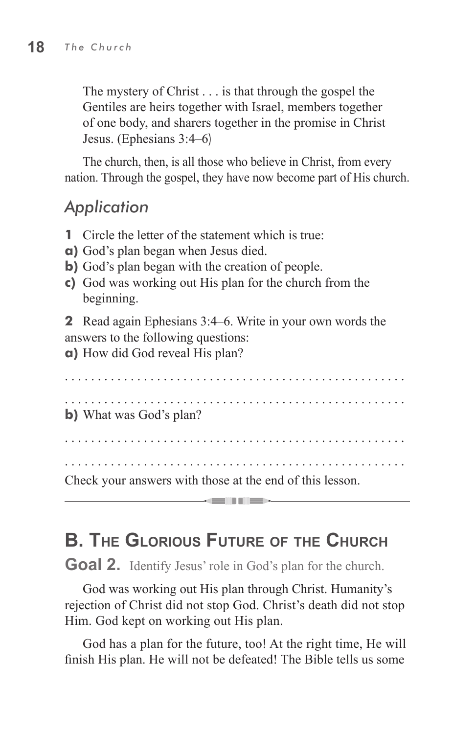> The mystery of Christ . . . is that through the gospel the Gentiles are heirs together with Israel, members together of one body, and sharers together in the promise in Christ Jesus. (Ephesians 3:4–6)

The church, then, is all those who believe in Christ, from every nation. Through the gospel, they have now become part of His church.

## *Application*

**1** Circle the letter of the statement which is true:

**a)** God's plan began when Jesus died.

**b)** God's plan began with the creation of people.

**c)** God was working out His plan for the church from the beginning.

**2** Read again Ephesians 3:4–6. Write in your own words the answers to the following questions:

**a)** How did God reveal His plan?

. . . . . . . . . . . . . . . . . . . . . . . . . . . . . . . . . . . . . . . . . . . . . . . . . . .

. . . . . . . . . . . . . . . . . . . . . . . . . . . . . . . . . . . . . . . . . . . . . . . . . . .

**b)** What was God's plan?

. . . . . . . . . . . . . . . . . . . . . . . . . . . . . . . . . . . . . . . . . . . . . . . . . . .

. . . . . . . . . . . . . . . . . . . . . . . . . . . . . . . . . . . . . . . . . . . . . . . . . . .

Check your answers with those at the end of this lesson.

---

## B. The Glorious Future of the Church

**Goal 2.** Identify Jesus' role in God's plan for the church.

God was working out His plan through Christ. Humanity's rejection of Christ did not stop God. Christ's death did not stop Him. God kept on working out His plan.

God has a plan for the future, too! At the right time, He will finish His plan. He will not be defeated! The Bible tells us some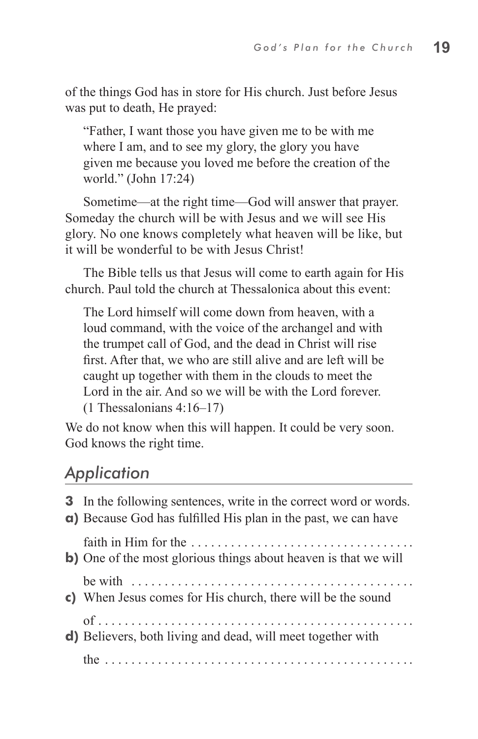of the things God has in store for His church. Just before Jesus was put to death, He prayed:

> "Father, I want those you have given me to be with me where I am, and to see my glory, the glory you have given me because you loved me before the creation of the world." (John 17:24)

Sometime—at the right time—God will answer that prayer. Someday the church will be with Jesus and we will see His glory. No one knows completely what heaven will be like, but it will be wonderful to be with Jesus Christ!

The Bible tells us that Jesus will come to earth again for His church. Paul told the church at Thessalonica about this event:

> The Lord himself will come down from heaven, with a loud command, with the voice of the archangel and with the trumpet call of God, and the dead in Christ will rise first. After that, we who are still alive and are left will be caught up together with them in the clouds to meet the Lord in the air. And so we will be with the Lord forever. (1 Thessalonians 4:16–17)

We do not know when this will happen. It could be very soon. God knows the right time.

## *Application*

**3** In the following sentences, write in the correct word or words.

**a)** Because God has fulfilled His plan in the past, we can have faith in Him for the . . . . . . . . . . . . . . . . . . . . . . . . . . . . . . . . .

**b)** One of the most glorious things about heaven is that we will be with . . . . . . . . . . . . . . . . . . . . . . . . . . . . . . . . . . . . . . . . . .

**c)** When Jesus comes for His church, there will be the sound of . . . . . . . . . . . . . . . . . . . . . . . . . . . . . . . . . . . . . . . . . . . . .

**d)** Believers, both living and dead, will meet together with the . . . . . . . . . . . . . . . . . . . . . . . . . . . . . . . . . . . . . . . . . . . . .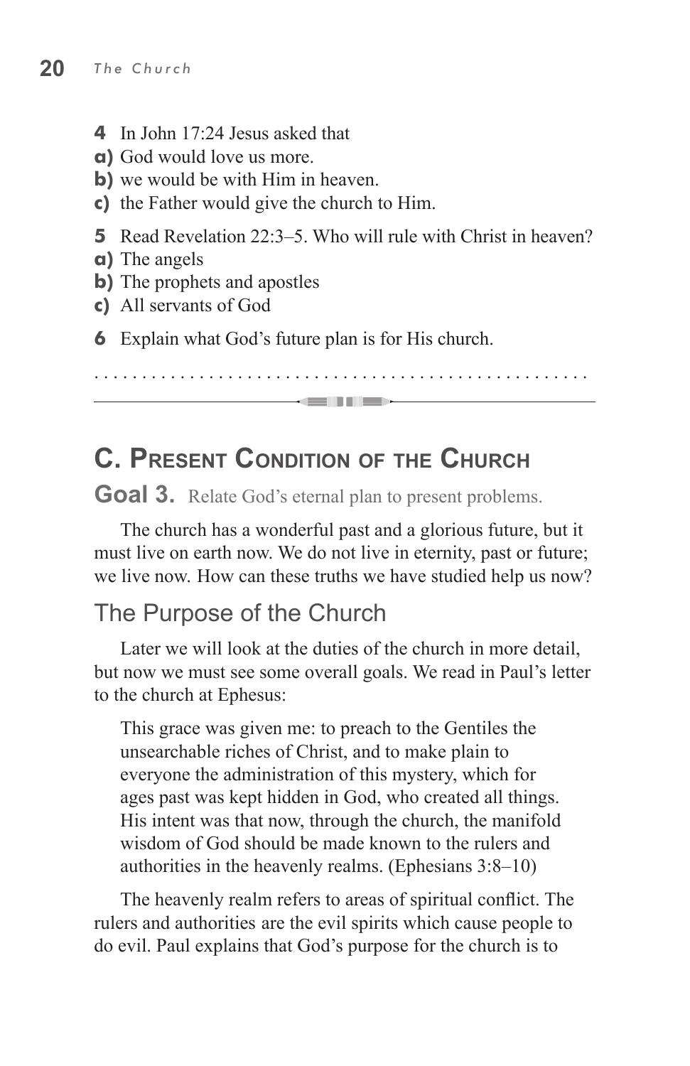**4** In John 17:24 Jesus asked that

**a)** God would love us more.

**b)** we would be with Him in heaven.

**c)** the Father would give the church to Him.

**5** Read Revelation 22:3–5. Who will rule with Christ in heaven?

**a)** The angels

**b)** The prophets and apostles

**c)** All servants of God

**6** Explain what God's future plan is for His church.

. . . . . . . . . . . . . . . . . . . . . . . . . . . . . . . . . . . . . . . . . . . . . . . . . .

---

## C. Present Condition of the Church

**Goal 3.** Relate God's eternal plan to present problems.

The church has a wonderful past and a glorious future, but it must live on earth now. We do not live in eternity, past or future; we live now. How can these truths we have studied help us now?

### The Purpose of the Church

Later we will look at the duties of the church in more detail, but now we must see some overall goals. We read in Paul's letter to the church at Ephesus:

> This grace was given me: to preach to the Gentiles the unsearchable riches of Christ, and to make plain to everyone the administration of this mystery, which for ages past was kept hidden in God, who created all things. His intent was that now, through the church, the manifold wisdom of God should be made known to the rulers and authorities in the heavenly realms. (Ephesians 3:8–10)

The heavenly realm refers to areas of spiritual conflict. The rulers and authorities are the evil spirits which cause people to do evil. Paul explains that God's purpose for the church is to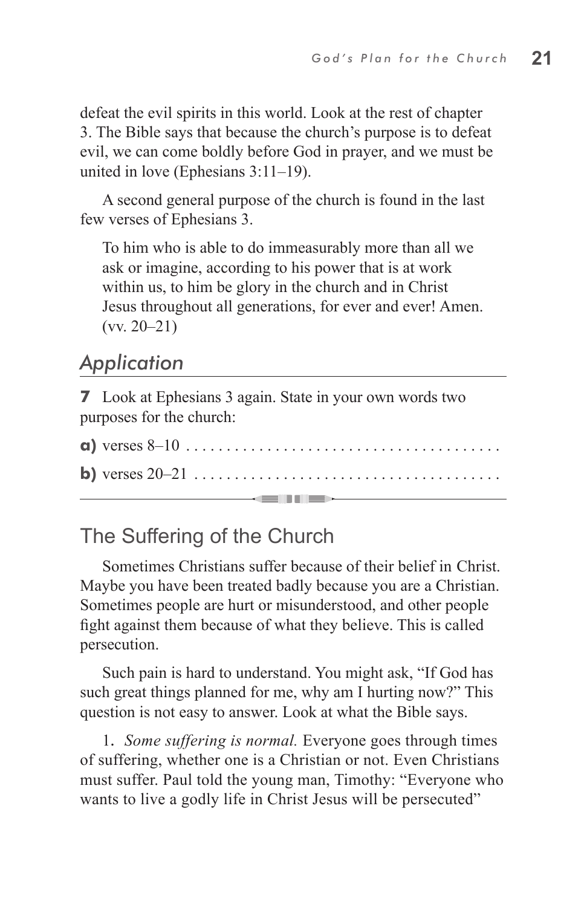defeat the evil spirits in this world. Look at the rest of chapter 3. The Bible says that because the church's purpose is to defeat evil, we can come boldly before God in prayer, and we must be united in love (Ephesians 3:11–19).

A second general purpose of the church is found in the last few verses of Ephesians 3.

> To him who is able to do immeasurably more than all we ask or imagine, according to his power that is at work within us, to him be glory in the church and in Christ Jesus throughout all generations, for ever and ever! Amen. (vv. 20–21)

## *Application*

**7** Look at Ephesians 3 again. State in your own words two purposes for the church:

**a)** verses 8–10 . . . . . . . . . . . . . . . . . . . . . . . . . . . . . . . . . . . . . . .

**b)** verses 20–21 . . . . . . . . . . . . . . . . . . . . . . . . . . . . . . . . . . . . . .

---

## The Suffering of the Church

Sometimes Christians suffer because of their belief in Christ. Maybe you have been treated badly because you are a Christian. Sometimes people are hurt or misunderstood, and other people fight against them because of what they believe. This is called persecution.

Such pain is hard to understand. You might ask, "If God has such great things planned for me, why am I hurting now?" This question is not easy to answer. Look at what the Bible says.

1. *Some suffering is normal.* Everyone goes through times of suffering, whether one is a Christian or not. Even Christians must suffer. Paul told the young man, Timothy: "Everyone who wants to live a godly life in Christ Jesus will be persecuted"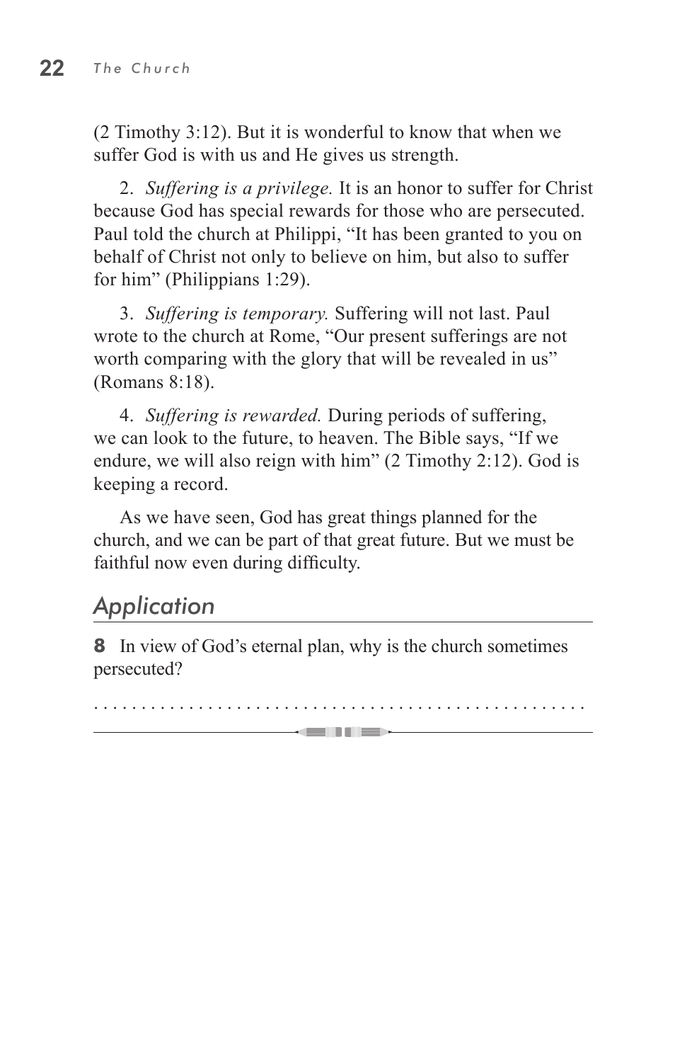(2 Timothy 3:12). But it is wonderful to know that when we suffer God is with us and He gives us strength.

2. *Suffering is a privilege.* It is an honor to suffer for Christ because God has special rewards for those who are persecuted. Paul told the church at Philippi, "It has been granted to you on behalf of Christ not only to believe on him, but also to suffer for him" (Philippians 1:29).

3. *Suffering is temporary.* Suffering will not last. Paul wrote to the church at Rome, "Our present sufferings are not worth comparing with the glory that will be revealed in us" (Romans 8:18).

4. *Suffering is rewarded.* During periods of suffering, we can look to the future, to heaven. The Bible says, "If we endure, we will also reign with him" (2 Timothy 2:12). God is keeping a record.

As we have seen, God has great things planned for the church, and we can be part of that great future. But we must be faithful now even during difficulty.

## Application

**8** In view of God's eternal plan, why is the church sometimes persecuted?

. . . . . . . . . . . . . . . . . . . . . . . . . . . . . . . . . . . . . . . . . . . . . . . .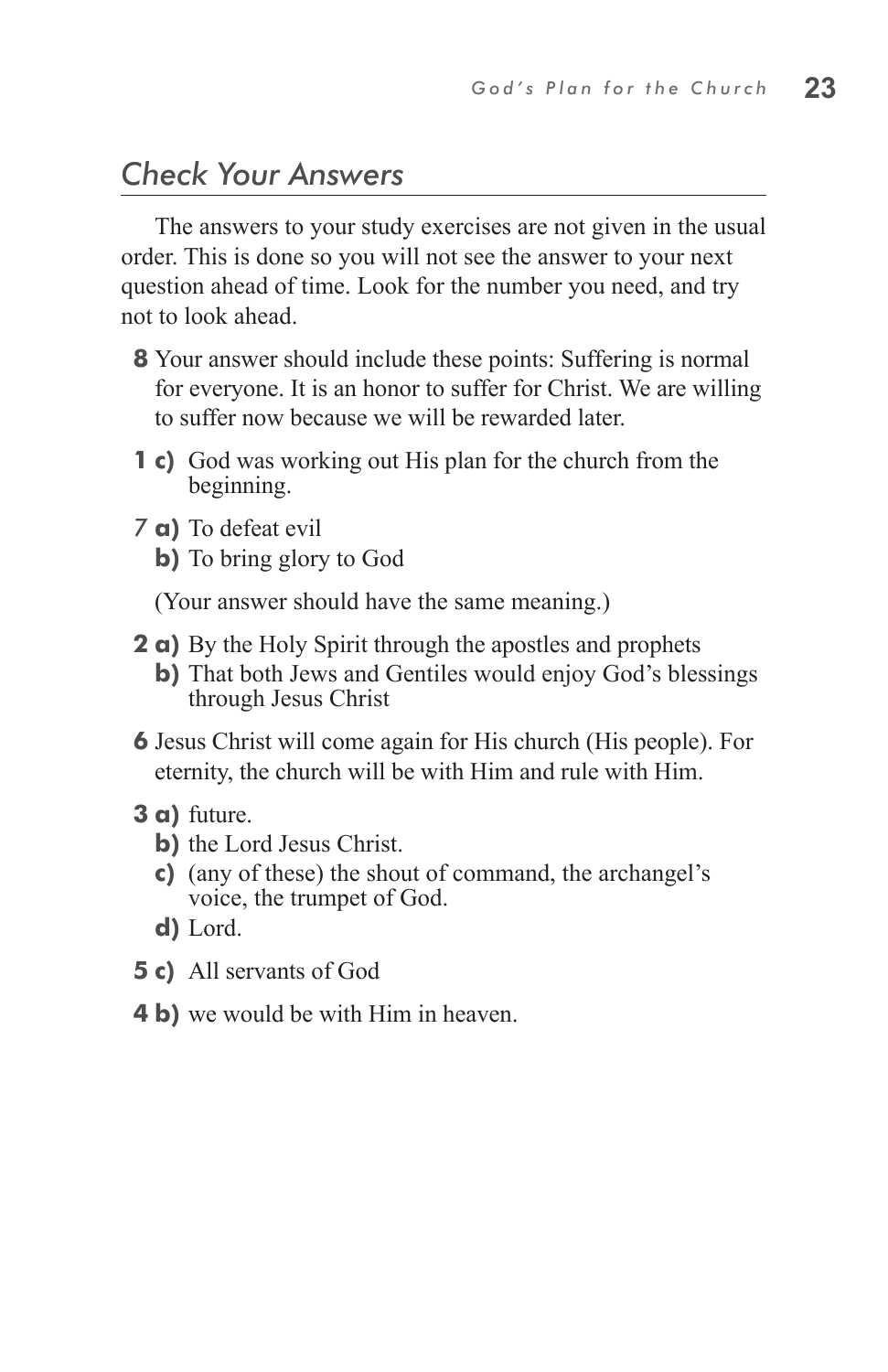## *Check Your Answers*

The answers to your study exercises are not given in the usual order. This is done so you will not see the answer to your next question ahead of time. Look for the number you need, and try not to look ahead.

**8** Your answer should include these points: Suffering is normal for everyone. It is an honor to suffer for Christ. We are willing to suffer now because we will be rewarded later.

**1 c)** God was working out His plan for the church from the beginning.

**7 a)** To defeat evil
**b)** To bring glory to God

(Your answer should have the same meaning.)

**2 a)** By the Holy Spirit through the apostles and prophets
**b)** That both Jews and Gentiles would enjoy God's blessings through Jesus Christ

**6** Jesus Christ will come again for His church (His people). For eternity, the church will be with Him and rule with Him.

**3 a)** future.
**b)** the Lord Jesus Christ.
**c)** (any of these) the shout of command, the archangel's voice, the trumpet of God.
**d)** Lord.

**5 c)** All servants of God

**4 b)** we would be with Him in heaven.